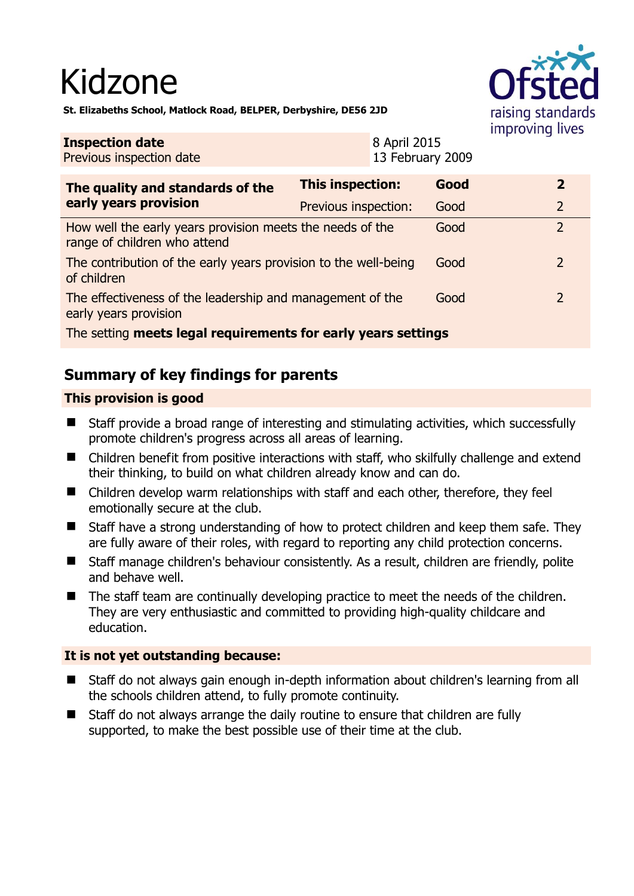# Kidzone

**St. Elizabeths School, Matlock Road, BELPER, Derbyshire, DE56 2JD**

| **Inspection date** | 8 April 2015 |
|---|---|
| Previous inspection date | 13 February 2009 |

| **The quality and standards of the early years provision** | **This inspection:** | **Good** | **2** |
|---|---|---|---|
| | Previous inspection: | Good | 2 |
| How well the early years provision meets the needs of the range of children who attend | | Good | 2 |
| The contribution of the early years provision to the well-being of children | | Good | 2 |
| The effectiveness of the leadership and management of the early years provision | | Good | 2 |
| The setting **meets legal requirements for early years settings** | | | |

## Summary of key findings for parents

### This provision is good

- Staff provide a broad range of interesting and stimulating activities, which successfully promote children's progress across all areas of learning.
- Children benefit from positive interactions with staff, who skilfully challenge and extend their thinking, to build on what children already know and can do.
- Children develop warm relationships with staff and each other, therefore, they feel emotionally secure at the club.
- Staff have a strong understanding of how to protect children and keep them safe. They are fully aware of their roles, with regard to reporting any child protection concerns.
- Staff manage children's behaviour consistently. As a result, children are friendly, polite and behave well.
- The staff team are continually developing practice to meet the needs of the children. They are very enthusiastic and committed to providing high-quality childcare and education.

### It is not yet outstanding because:

- Staff do not always gain enough in-depth information about children's learning from all the schools children attend, to fully promote continuity.
- Staff do not always arrange the daily routine to ensure that children are fully supported, to make the best possible use of their time at the club.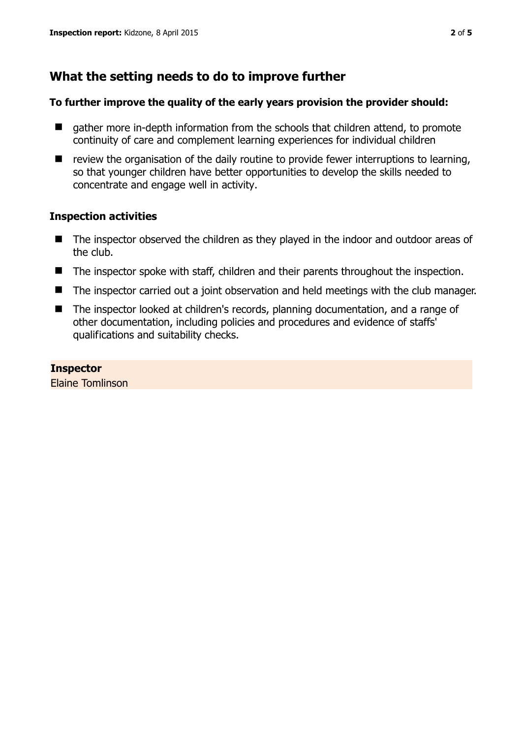## What the setting needs to do to improve further

**To further improve the quality of the early years provision the provider should:**

- gather more in-depth information from the schools that children attend, to promote continuity of care and complement learning experiences for individual children
- review the organisation of the daily routine to provide fewer interruptions to learning, so that younger children have better opportunities to develop the skills needed to concentrate and engage well in activity.

### Inspection activities

- The inspector observed the children as they played in the indoor and outdoor areas of the club.
- The inspector spoke with staff, children and their parents throughout the inspection.
- The inspector carried out a joint observation and held meetings with the club manager.
- The inspector looked at children's records, planning documentation, and a range of other documentation, including policies and procedures and evidence of staffs' qualifications and suitability checks.

**Inspector**
Elaine Tomlinson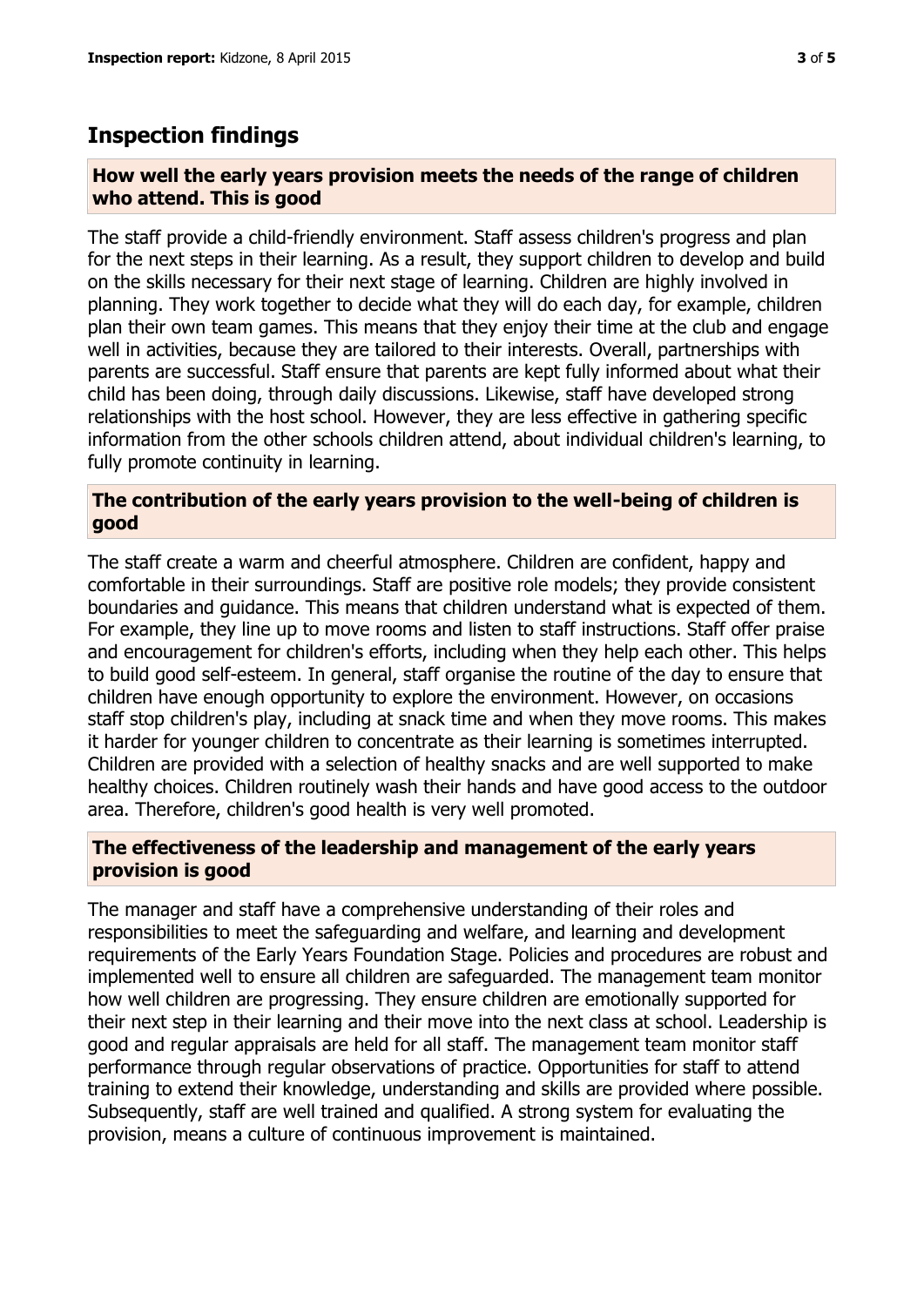## Inspection findings

### How well the early years provision meets the needs of the range of children who attend. This is good

The staff provide a child-friendly environment. Staff assess children's progress and plan for the next steps in their learning. As a result, they support children to develop and build on the skills necessary for their next stage of learning. Children are highly involved in planning. They work together to decide what they will do each day, for example, children plan their own team games. This means that they enjoy their time at the club and engage well in activities, because they are tailored to their interests. Overall, partnerships with parents are successful. Staff ensure that parents are kept fully informed about what their child has been doing, through daily discussions. Likewise, staff have developed strong relationships with the host school. However, they are less effective in gathering specific information from the other schools children attend, about individual children's learning, to fully promote continuity in learning.

### The contribution of the early years provision to the well-being of children is good

The staff create a warm and cheerful atmosphere. Children are confident, happy and comfortable in their surroundings. Staff are positive role models; they provide consistent boundaries and guidance. This means that children understand what is expected of them. For example, they line up to move rooms and listen to staff instructions. Staff offer praise and encouragement for children's efforts, including when they help each other. This helps to build good self-esteem. In general, staff organise the routine of the day to ensure that children have enough opportunity to explore the environment. However, on occasions staff stop children's play, including at snack time and when they move rooms. This makes it harder for younger children to concentrate as their learning is sometimes interrupted. Children are provided with a selection of healthy snacks and are well supported to make healthy choices. Children routinely wash their hands and have good access to the outdoor area. Therefore, children's good health is very well promoted.

### The effectiveness of the leadership and management of the early years provision is good

The manager and staff have a comprehensive understanding of their roles and responsibilities to meet the safeguarding and welfare, and learning and development requirements of the Early Years Foundation Stage. Policies and procedures are robust and implemented well to ensure all children are safeguarded. The management team monitor how well children are progressing. They ensure children are emotionally supported for their next step in their learning and their move into the next class at school. Leadership is good and regular appraisals are held for all staff. The management team monitor staff performance through regular observations of practice. Opportunities for staff to attend training to extend their knowledge, understanding and skills are provided where possible. Subsequently, staff are well trained and qualified. A strong system for evaluating the provision, means a culture of continuous improvement is maintained.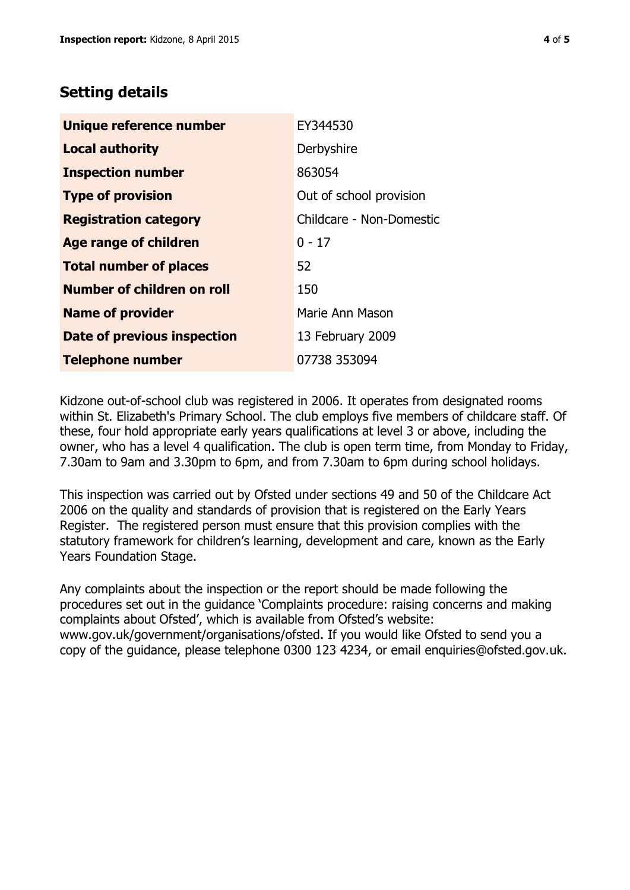## Setting details

| | |
|---|---|
| **Unique reference number** | EY344530 |
| **Local authority** | Derbyshire |
| **Inspection number** | 863054 |
| **Type of provision** | Out of school provision |
| **Registration category** | Childcare - Non-Domestic |
| **Age range of children** | 0 - 17 |
| **Total number of places** | 52 |
| **Number of children on roll** | 150 |
| **Name of provider** | Marie Ann Mason |
| **Date of previous inspection** | 13 February 2009 |
| **Telephone number** | 07738 353094 |

Kidzone out-of-school club was registered in 2006. It operates from designated rooms within St. Elizabeth's Primary School. The club employs five members of childcare staff. Of these, four hold appropriate early years qualifications at level 3 or above, including the owner, who has a level 4 qualification. The club is open term time, from Monday to Friday, 7.30am to 9am and 3.30pm to 6pm, and from 7.30am to 6pm during school holidays.

This inspection was carried out by Ofsted under sections 49 and 50 of the Childcare Act 2006 on the quality and standards of provision that is registered on the Early Years Register. The registered person must ensure that this provision complies with the statutory framework for children's learning, development and care, known as the Early Years Foundation Stage.

Any complaints about the inspection or the report should be made following the procedures set out in the guidance 'Complaints procedure: raising concerns and making complaints about Ofsted', which is available from Ofsted's website: www.gov.uk/government/organisations/ofsted. If you would like Ofsted to send you a copy of the guidance, please telephone 0300 123 4234, or email enquiries@ofsted.gov.uk.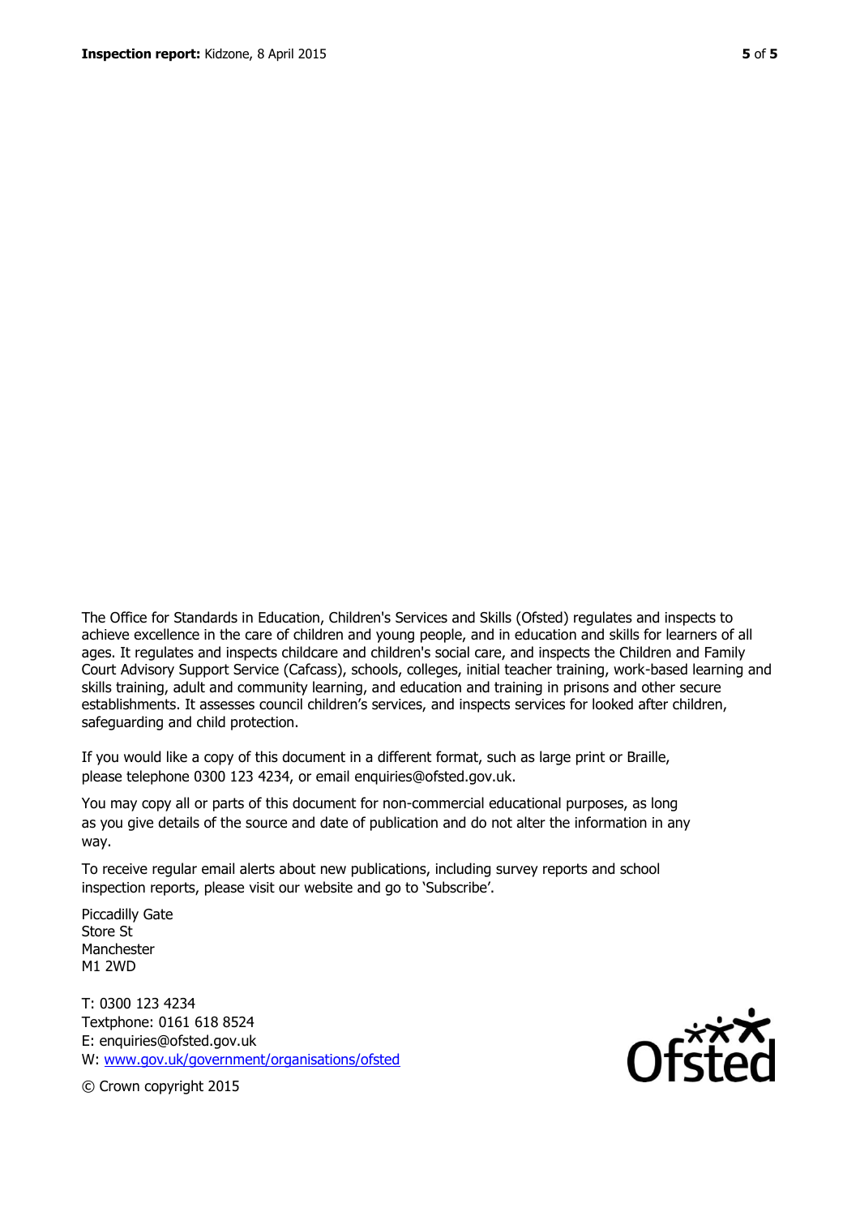The Office for Standards in Education, Children's Services and Skills (Ofsted) regulates and inspects to achieve excellence in the care of children and young people, and in education and skills for learners of all ages. It regulates and inspects childcare and children's social care, and inspects the Children and Family Court Advisory Support Service (Cafcass), schools, colleges, initial teacher training, work-based learning and skills training, adult and community learning, and education and training in prisons and other secure establishments. It assesses council children's services, and inspects services for looked after children, safeguarding and child protection.

If you would like a copy of this document in a different format, such as large print or Braille, please telephone 0300 123 4234, or email enquiries@ofsted.gov.uk.

You may copy all or parts of this document for non-commercial educational purposes, as long as you give details of the source and date of publication and do not alter the information in any way.

To receive regular email alerts about new publications, including survey reports and school inspection reports, please visit our website and go to 'Subscribe'.

Piccadilly Gate
Store St
Manchester
M1 2WD

T: 0300 123 4234
Textphone: 0161 618 8524
E: enquiries@ofsted.gov.uk
W: [www.gov.uk/government/organisations/ofsted](http://www.gov.uk/government/organisations/ofsted)

© Crown copyright 2015